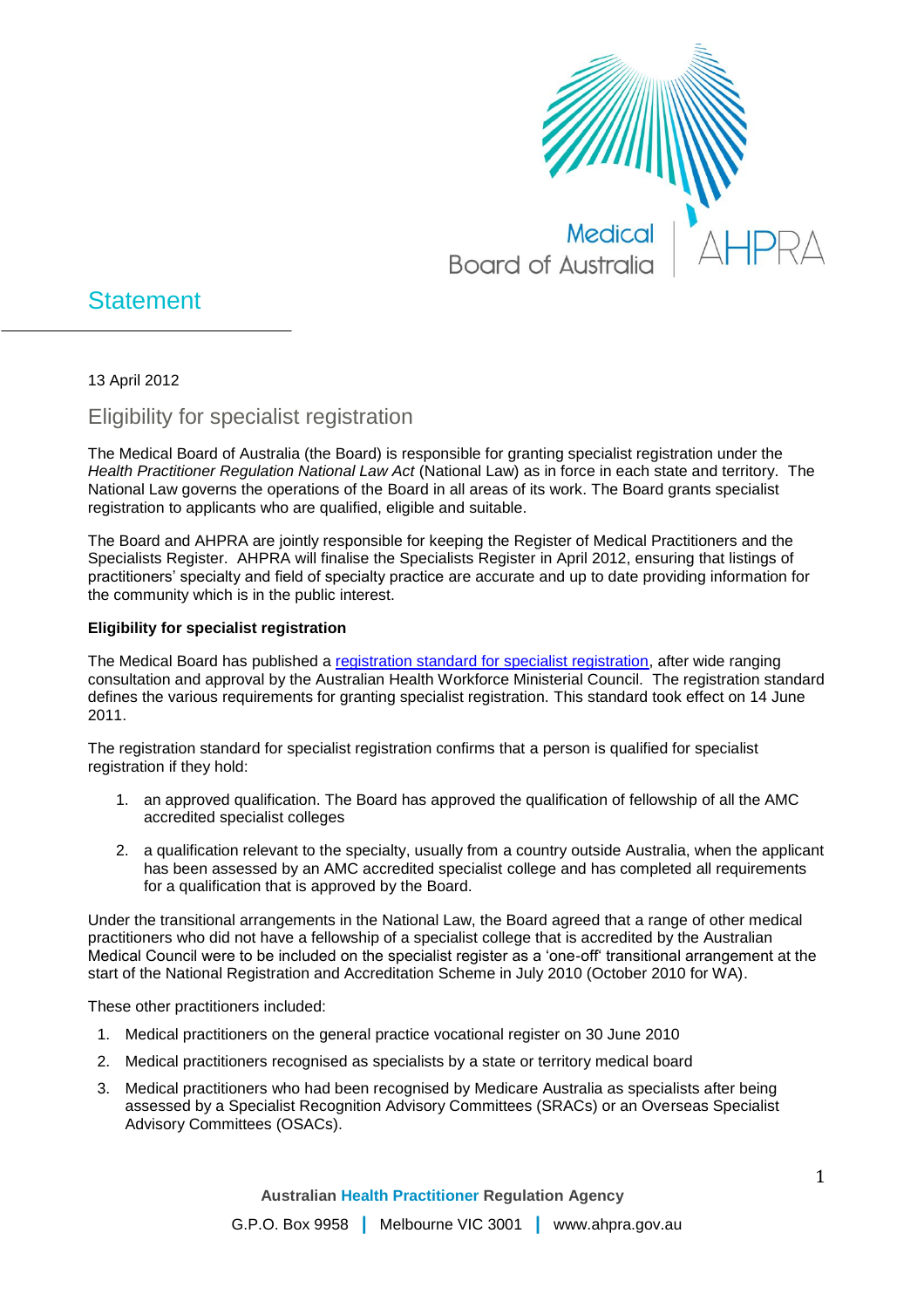# Statement

13 April 2012

## Eligibility for specialist registration

The Medical Board of Australia (the Board) is responsible for granting specialist registration under the *Health Practitioner Regulation National Law Act* (National Law) as in force in each state and territory. The National Law governs the operations of the Board in all areas of its work. The Board grants specialist registration to applicants who are qualified, eligible and suitable.

The Board and AHPRA are jointly responsible for keeping the Register of Medical Practitioners and the Specialists Register. AHPRA will finalise the Specialists Register in April 2012, ensuring that listings of practitioners' specialty and field of specialty practice are accurate and up to date providing information for the community which is in the public interest.

**Eligibility for specialist registration**

The Medical Board has published a registration standard for specialist registration, after wide ranging consultation and approval by the Australian Health Workforce Ministerial Council. The registration standard defines the various requirements for granting specialist registration. This standard took effect on 14 June 2011.

The registration standard for specialist registration confirms that a person is qualified for specialist registration if they hold:

1. an approved qualification. The Board has approved the qualification of fellowship of all the AMC accredited specialist colleges
2. a qualification relevant to the specialty, usually from a country outside Australia, when the applicant has been assessed by an AMC accredited specialist college and has completed all requirements for a qualification that is approved by the Board.

Under the transitional arrangements in the National Law, the Board agreed that a range of other medical practitioners who did not have a fellowship of a specialist college that is accredited by the Australian Medical Council were to be included on the specialist register as a 'one-off' transitional arrangement at the start of the National Registration and Accreditation Scheme in July 2010 (October 2010 for WA).

These other practitioners included:

1. Medical practitioners on the general practice vocational register on 30 June 2010
2. Medical practitioners recognised as specialists by a state or territory medical board
3. Medical practitioners who had been recognised by Medicare Australia as specialists after being assessed by a Specialist Recognition Advisory Committees (SRACs) or an Overseas Specialist Advisory Committees (OSACs).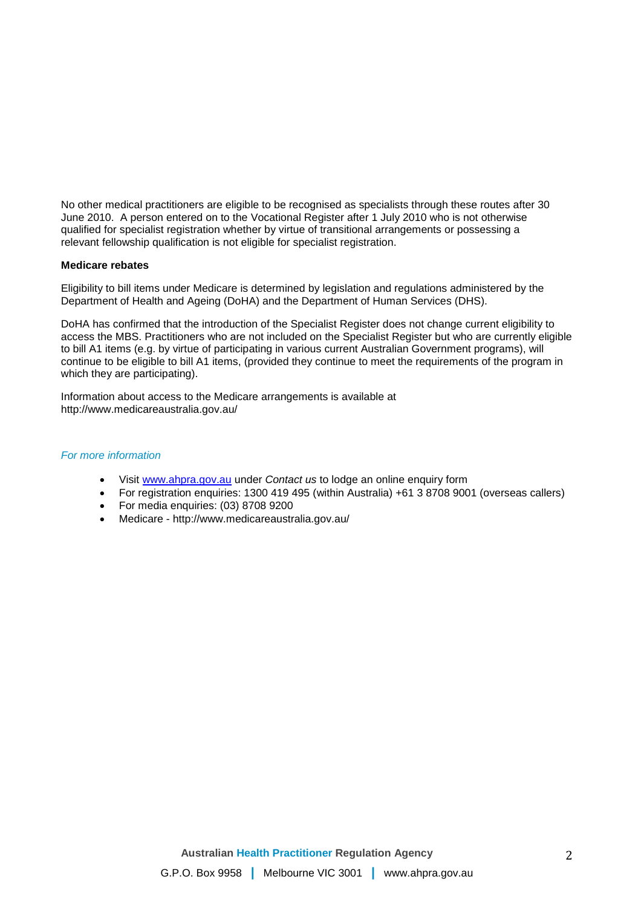No other medical practitioners are eligible to be recognised as specialists through these routes after 30 June 2010. A person entered on to the Vocational Register after 1 July 2010 who is not otherwise qualified for specialist registration whether by virtue of transitional arrangements or possessing a relevant fellowship qualification is not eligible for specialist registration.

**Medicare rebates**

Eligibility to bill items under Medicare is determined by legislation and regulations administered by the Department of Health and Ageing (DoHA) and the Department of Human Services (DHS).

DoHA has confirmed that the introduction of the Specialist Register does not change current eligibility to access the MBS. Practitioners who are not included on the Specialist Register but who are currently eligible to bill A1 items (e.g. by virtue of participating in various current Australian Government programs), will continue to be eligible to bill A1 items, (provided they continue to meet the requirements of the program in which they are participating).

Information about access to the Medicare arrangements is available at http://www.medicareaustralia.gov.au/

*For more information*

- Visit www.ahpra.gov.au under *Contact us* to lodge an online enquiry form
- For registration enquiries: 1300 419 495 (within Australia) +61 3 8708 9001 (overseas callers)
- For media enquiries: (03) 8708 9200
- Medicare - http://www.medicareaustralia.gov.au/